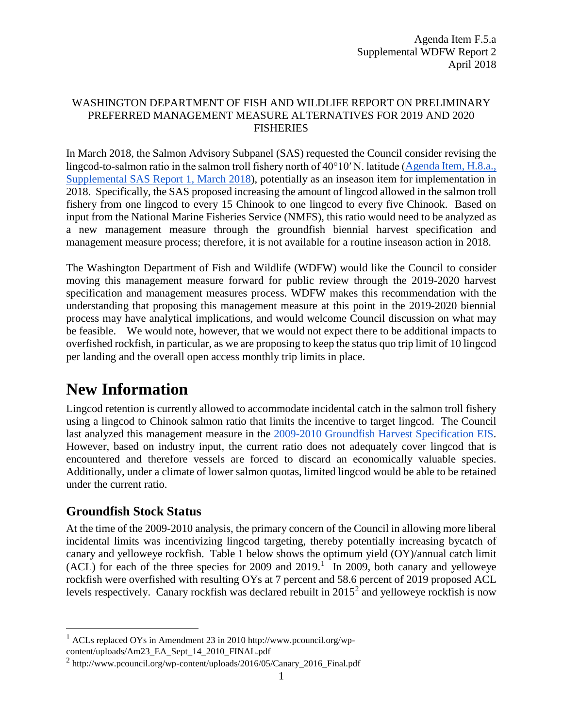Agenda Item F.5.a
Supplemental WDFW Report 2
April 2018

WASHINGTON DEPARTMENT OF FISH AND WILDLIFE REPORT ON PRELIMINARY PREFERRED MANAGEMENT MEASURE ALTERNATIVES FOR 2019 AND 2020 FISHERIES

In March 2018, the Salmon Advisory Subpanel (SAS) requested the Council consider revising the lingcod-to-salmon ratio in the salmon troll fishery north of 40°10′ N. latitude (Agenda Item, H.8.a., Supplemental SAS Report 1, March 2018), potentially as an inseason item for implementation in 2018. Specifically, the SAS proposed increasing the amount of lingcod allowed in the salmon troll fishery from one lingcod to every 15 Chinook to one lingcod to every five Chinook. Based on input from the National Marine Fisheries Service (NMFS), this ratio would need to be analyzed as a new management measure through the groundfish biennial harvest specification and management measure process; therefore, it is not available for a routine inseason action in 2018.

The Washington Department of Fish and Wildlife (WDFW) would like the Council to consider moving this management measure forward for public review through the 2019-2020 harvest specification and management measures process. WDFW makes this recommendation with the understanding that proposing this management measure at this point in the 2019-2020 biennial process may have analytical implications, and would welcome Council discussion on what may be feasible. We would note, however, that we would not expect there to be additional impacts to overfished rockfish, in particular, as we are proposing to keep the status quo trip limit of 10 lingcod per landing and the overall open access monthly trip limits in place.

# New Information

Lingcod retention is currently allowed to accommodate incidental catch in the salmon troll fishery using a lingcod to Chinook salmon ratio that limits the incentive to target lingcod. The Council last analyzed this management measure in the 2009-2010 Groundfish Harvest Specification EIS. However, based on industry input, the current ratio does not adequately cover lingcod that is encountered and therefore vessels are forced to discard an economically valuable species. Additionally, under a climate of lower salmon quotas, limited lingcod would be able to be retained under the current ratio.

## Groundfish Stock Status

At the time of the 2009-2010 analysis, the primary concern of the Council in allowing more liberal incidental limits was incentivizing lingcod targeting, thereby potentially increasing bycatch of canary and yelloweye rockfish. Table 1 below shows the optimum yield (OY)/annual catch limit (ACL) for each of the three species for 2009 and 2019.[1] In 2009, both canary and yelloweye rockfish were overfished with resulting OYs at 7 percent and 58.6 percent of 2019 proposed ACL levels respectively. Canary rockfish was declared rebuilt in 2015[2] and yelloweye rockfish is now

[1] ACLs replaced OYs in Amendment 23 in 2010 http://www.pcouncil.org/wp-content/uploads/Am23_EA_Sept_14_2010_FINAL.pdf

[2] http://www.pcouncil.org/wp-content/uploads/2016/05/Canary_2016_Final.pdf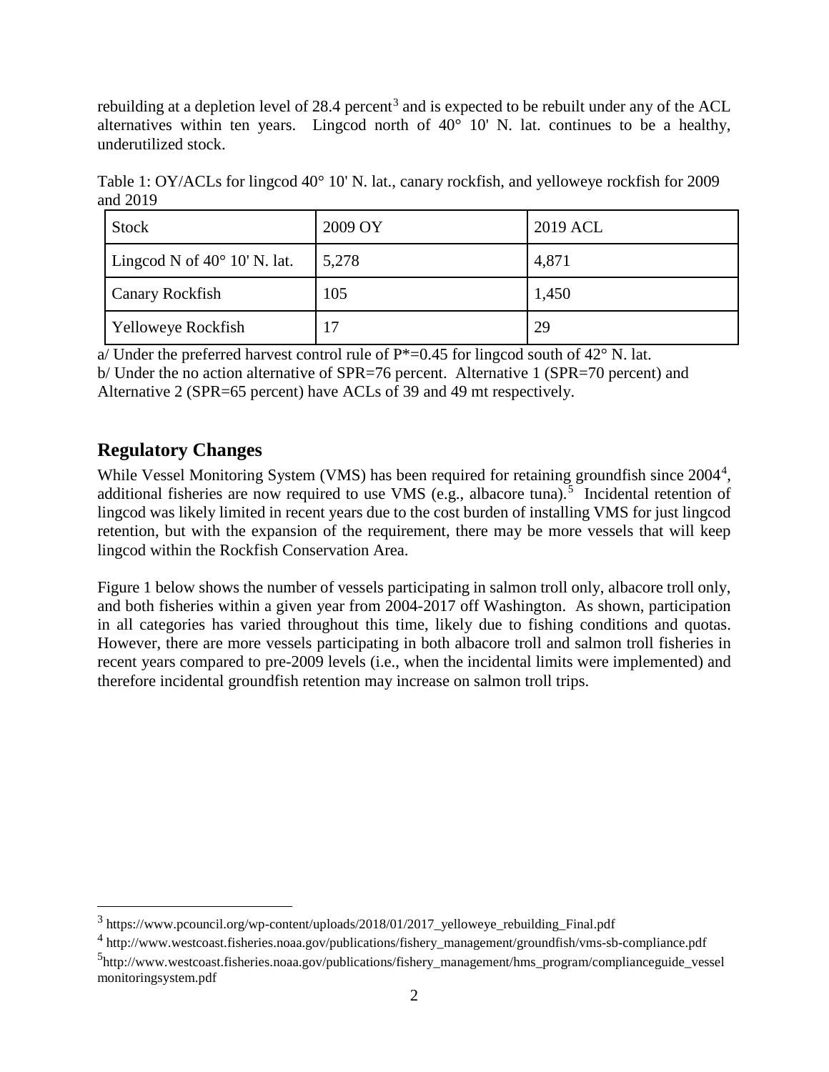rebuilding at a depletion level of 28.4 percent[3] and is expected to be rebuilt under any of the ACL alternatives within ten years. Lingcod north of 40° 10' N. lat. continues to be a healthy, underutilized stock.

Table 1: OY/ACLs for lingcod 40° 10' N. lat., canary rockfish, and yelloweye rockfish for 2009 and 2019

| Stock | 2009 OY | 2019 ACL |
|---|---|---|
| Lingcod N of 40° 10' N. lat. | 5,278 | 4,871 |
| Canary Rockfish | 105 | 1,450 |
| Yelloweye Rockfish | 17 | 29 |

a/ Under the preferred harvest control rule of P*=0.45 for lingcod south of 42° N. lat.
b/ Under the no action alternative of SPR=76 percent. Alternative 1 (SPR=70 percent) and Alternative 2 (SPR=65 percent) have ACLs of 39 and 49 mt respectively.

## Regulatory Changes

While Vessel Monitoring System (VMS) has been required for retaining groundfish since 2004[4], additional fisheries are now required to use VMS (e.g., albacore tuna).[5] Incidental retention of lingcod was likely limited in recent years due to the cost burden of installing VMS for just lingcod retention, but with the expansion of the requirement, there may be more vessels that will keep lingcod within the Rockfish Conservation Area.

Figure 1 below shows the number of vessels participating in salmon troll only, albacore troll only, and both fisheries within a given year from 2004-2017 off Washington. As shown, participation in all categories has varied throughout this time, likely due to fishing conditions and quotas. However, there are more vessels participating in both albacore troll and salmon troll fisheries in recent years compared to pre-2009 levels (i.e., when the incidental limits were implemented) and therefore incidental groundfish retention may increase on salmon troll trips.

---

[3] https://www.pcouncil.org/wp-content/uploads/2018/01/2017_yelloweye_rebuilding_Final.pdf

[4] http://www.westcoast.fisheries.noaa.gov/publications/fishery_management/groundfish/vms-sb-compliance.pdf

[5] http://www.westcoast.fisheries.noaa.gov/publications/fishery_management/hms_program/complianceguide_vesselmonitoringsystem.pdf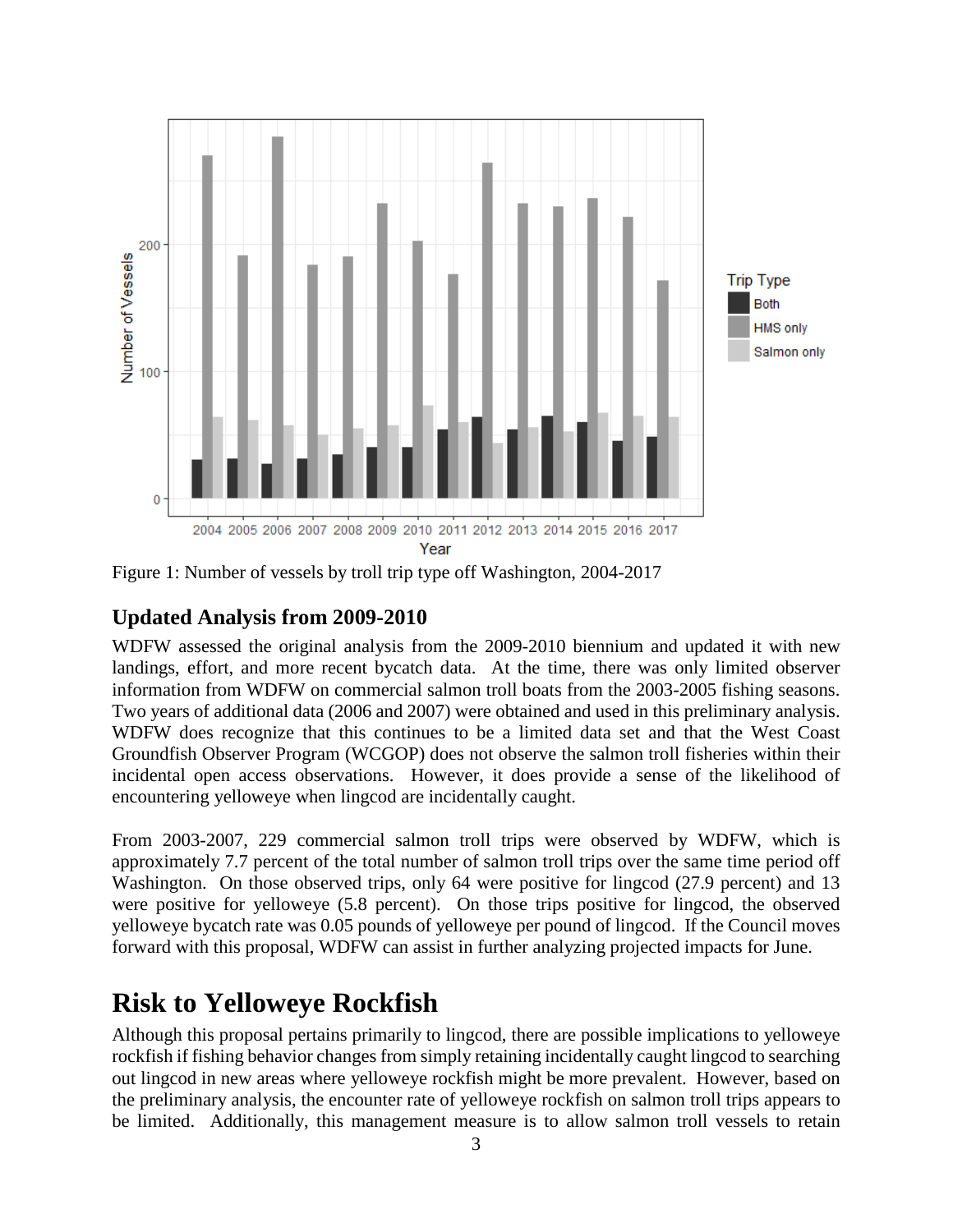Figure 1: Number of vessels by troll trip type off Washington, 2004-2017

## Updated Analysis from 2009-2010

WDFW assessed the original analysis from the 2009-2010 biennium and updated it with new landings, effort, and more recent bycatch data. At the time, there was only limited observer information from WDFW on commercial salmon troll boats from the 2003-2005 fishing seasons. Two years of additional data (2006 and 2007) were obtained and used in this preliminary analysis. WDFW does recognize that this continues to be a limited data set and that the West Coast Groundfish Observer Program (WCGOP) does not observe the salmon troll fisheries within their incidental open access observations. However, it does provide a sense of the likelihood of encountering yelloweye when lingcod are incidentally caught.

From 2003-2007, 229 commercial salmon troll trips were observed by WDFW, which is approximately 7.7 percent of the total number of salmon troll trips over the same time period off Washington. On those observed trips, only 64 were positive for lingcod (27.9 percent) and 13 were positive for yelloweye (5.8 percent). On those trips positive for lingcod, the observed yelloweye bycatch rate was 0.05 pounds of yelloweye per pound of lingcod. If the Council moves forward with this proposal, WDFW can assist in further analyzing projected impacts for June.

# Risk to Yelloweye Rockfish

Although this proposal pertains primarily to lingcod, there are possible implications to yelloweye rockfish if fishing behavior changes from simply retaining incidentally caught lingcod to searching out lingcod in new areas where yelloweye rockfish might be more prevalent. However, based on the preliminary analysis, the encounter rate of yelloweye rockfish on salmon troll trips appears to be limited. Additionally, this management measure is to allow salmon troll vessels to retain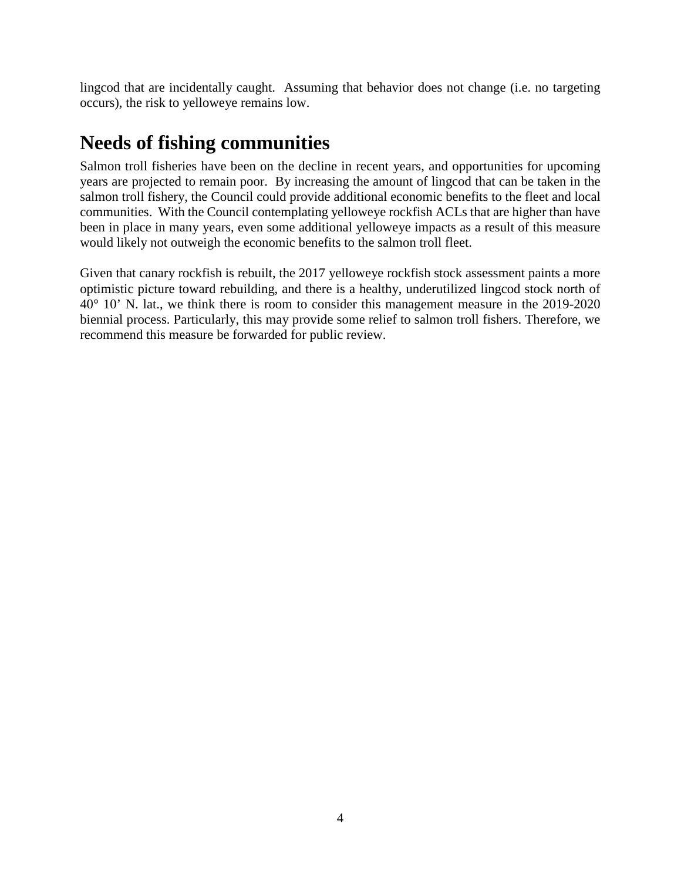lingcod that are incidentally caught. Assuming that behavior does not change (i.e. no targeting occurs), the risk to yelloweye remains low.

# Needs of fishing communities

Salmon troll fisheries have been on the decline in recent years, and opportunities for upcoming years are projected to remain poor. By increasing the amount of lingcod that can be taken in the salmon troll fishery, the Council could provide additional economic benefits to the fleet and local communities. With the Council contemplating yelloweye rockfish ACLs that are higher than have been in place in many years, even some additional yelloweye impacts as a result of this measure would likely not outweigh the economic benefits to the salmon troll fleet.

Given that canary rockfish is rebuilt, the 2017 yelloweye rockfish stock assessment paints a more optimistic picture toward rebuilding, and there is a healthy, underutilized lingcod stock north of 40° 10' N. lat., we think there is room to consider this management measure in the 2019-2020 biennial process. Particularly, this may provide some relief to salmon troll fishers. Therefore, we recommend this measure be forwarded for public review.